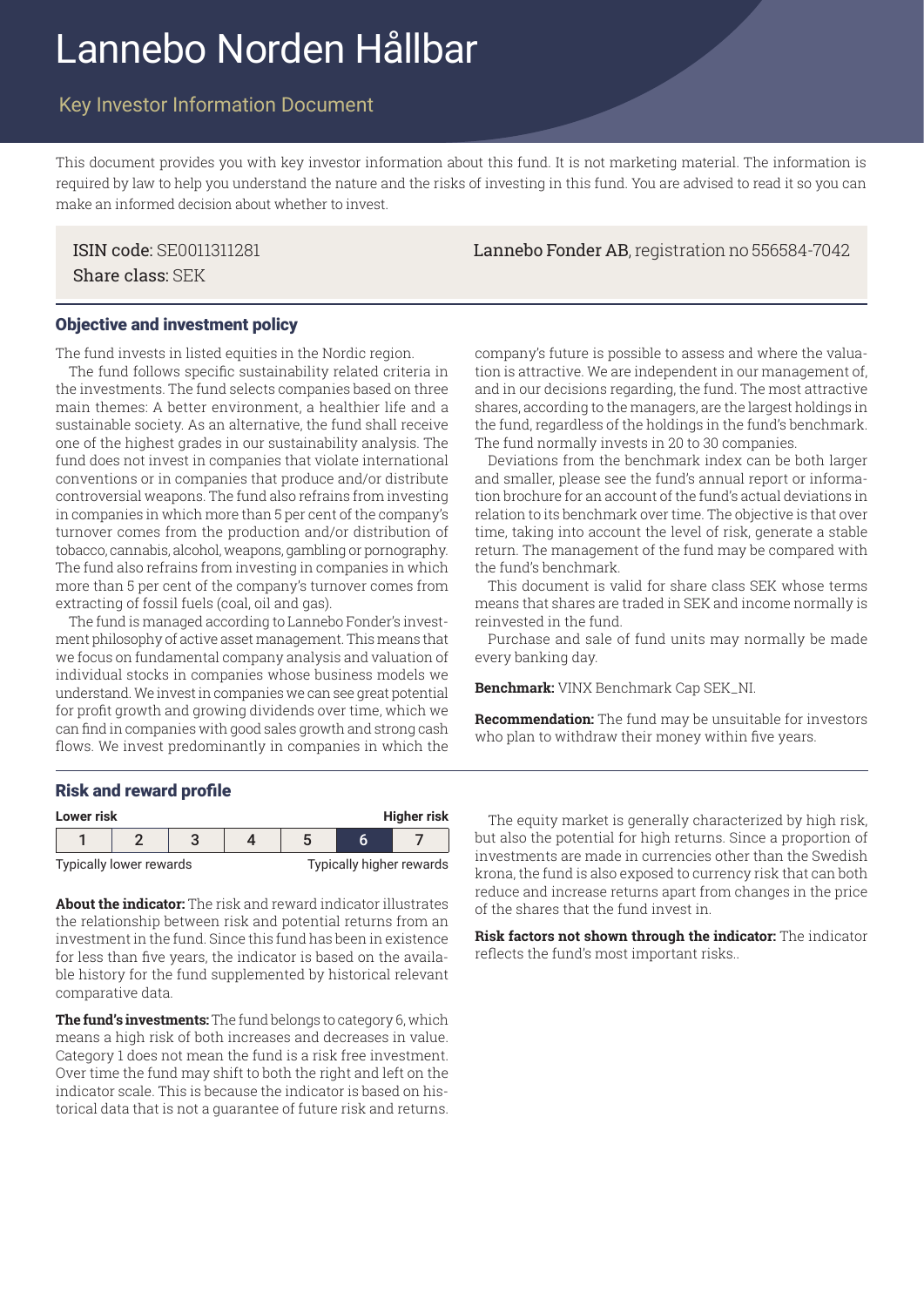# Lannebo Norden Hållbar

## Key Investor Information Document

This document provides you with key investor information about this fund. It is not marketing material. The information is required by law to help you understand the nature and the risks of investing in this fund. You are advised to read it so you can make an informed decision about whether to invest.

ISIN code: SE0011311281
Share class: SEK

**Lannebo Fonder AB**, registration no 556584-7042

### Objective and investment policy

The fund invests in listed equities in the Nordic region.

The fund follows specific sustainability related criteria in the investments. The fund selects companies based on three main themes: A better environment, a healthier life and a sustainable society. As an alternative, the fund shall receive one of the highest grades in our sustainability analysis. The fund does not invest in companies that violate international conventions or in companies that produce and/or distribute controversial weapons. The fund also refrains from investing in companies in which more than 5 per cent of the company's turnover comes from the production and/or distribution of tobacco, cannabis, alcohol, weapons, gambling or pornography. The fund also refrains from investing in companies in which more than 5 per cent of the company's turnover comes from extracting of fossil fuels (coal, oil and gas).

The fund is managed according to Lannebo Fonder's investment philosophy of active asset management. This means that we focus on fundamental company analysis and valuation of individual stocks in companies whose business models we understand. We invest in companies we can see great potential for profit growth and growing dividends over time, which we can find in companies with good sales growth and strong cash flows. We invest predominantly in companies in which the company's future is possible to assess and where the valuation is attractive. We are independent in our management of, and in our decisions regarding, the fund. The most attractive shares, according to the managers, are the largest holdings in the fund, regardless of the holdings in the fund's benchmark. The fund normally invests in 20 to 30 companies.

Deviations from the benchmark index can be both larger and smaller, please see the fund's annual report or information brochure for an account of the fund's actual deviations in relation to its benchmark over time. The objective is that over time, taking into account the level of risk, generate a stable return. The management of the fund may be compared with the fund's benchmark.

This document is valid for share class SEK whose terms means that shares are traded in SEK and income normally is reinvested in the fund.

Purchase and sale of fund units may normally be made every banking day.

**Benchmark:** VINX Benchmark Cap SEK_NI.

**Recommendation:** The fund may be unsuitable for investors who plan to withdraw their money within five years.

### Risk and reward profile

| Lower risk | | | | | | Higher risk |
|---|---|---|---|---|---|---|
| 1 | 2 | 3 | 4 | 5 | **6** | 7 |
| Typically lower rewards | | | | | | Typically higher rewards |

**About the indicator:** The risk and reward indicator illustrates the relationship between risk and potential returns from an investment in the fund. Since this fund has been in existence for less than five years, the indicator is based on the available history for the fund supplemented by historical relevant comparative data.

**The fund's investments:** The fund belongs to category 6, which means a high risk of both increases and decreases in value. Category 1 does not mean the fund is a risk free investment. Over time the fund may shift to both the right and left on the indicator scale. This is because the indicator is based on historical data that is not a guarantee of future risk and returns.

The equity market is generally characterized by high risk, but also the potential for high returns. Since a proportion of investments are made in currencies other than the Swedish krona, the fund is also exposed to currency risk that can both reduce and increase returns apart from changes in the price of the shares that the fund invest in.

**Risk factors not shown through the indicator:** The indicator reflects the fund's most important risks..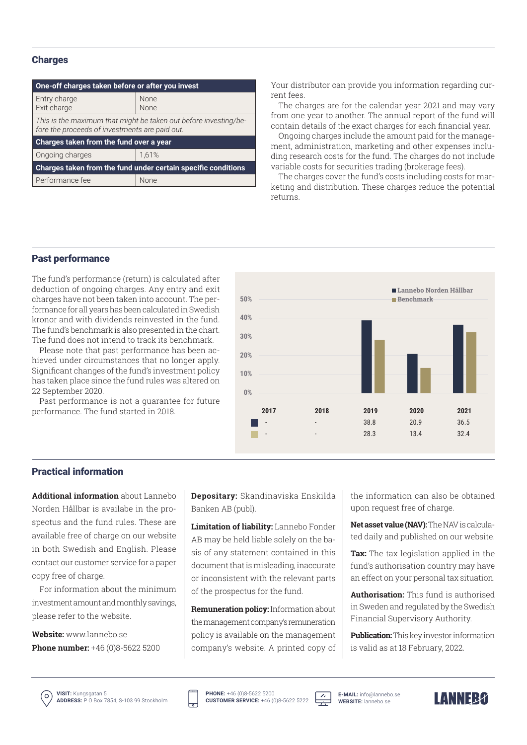## Charges

| One-off charges taken before or after you invest | |
|---|---|
| Entry charge<br>Exit charge | None<br>None |
| *This is the maximum that might be taken out before investing/before the proceeds of investments are paid out.* | |
| **Charges taken from the fund over a year** | |
| Ongoing charges | 1,61% |
| **Charges taken from the fund under certain specific conditions** | |
| Performance fee | None |

Your distributor can provide you information regarding current fees.

The charges are for the calendar year 2021 and may vary from one year to another. The annual report of the fund will contain details of the exact charges for each financial year.

Ongoing charges include the amount paid for the management, administration, marketing and other expenses including research costs for the fund. The charges do not include variable costs for securities trading (brokerage fees).

The charges cover the fund's costs including costs for marketing and distribution. These charges reduce the potential returns.

## Past performance

The fund's performance (return) is calculated after deduction of ongoing charges. Any entry and exit charges have not been taken into account. The performance for all years has been calculated in Swedish kronor and with dividends reinvested in the fund. The fund's benchmark is also presented in the chart. The fund does not intend to track its benchmark.

Please note that past performance has been achieved under circumstances that no longer apply. Significant changes of the fund's investment policy has taken place since the fund rules was altered on 22 September 2020.

Past performance is not a guarantee for future performance. The fund started in 2018.

Lannebo Norden Hållbar
Benchmark

50%
40%
30%
20%
10%
0%

2017 2018 2019 2020 2021
- - 38.8 20.9 36.5
- - 28.3 13.4 32.4

## Practical information

**Additional information** about Lannebo Norden Hållbar is availabe in the prospectus and the fund rules. These are available free of charge on our website in both Swedish and English. Please contact our customer service for a paper copy free of charge.

For information about the minimum investment amount and monthly savings, please refer to the website.

**Website:** www.lannebo.se
**Phone number:** +46 (0)8-5622 5200

**Depositary:** Skandinaviska Enskilda Banken AB (publ).

**Limitation of liability:** Lannebo Fonder AB may be held liable solely on the basis of any statement contained in this document that is misleading, inaccurate or inconsistent with the relevant parts of the prospectus for the fund.

**Remuneration policy:** Information about the management company's remuneration policy is available on the management company's website. A printed copy of the information can also be obtained upon request free of charge.

**Net asset value (NAV):** The NAV is calculated daily and published on our website.

**Tax:** The tax legislation applied in the fund's authorisation country may have an effect on your personal tax situation.

**Authorisation:** This fund is authorised in Sweden and regulated by the Swedish Financial Supervisory Authority.

**Publication:** This key investor information is valid as at 18 February, 2022.

**VISIT:** Kungsgatan 5
**ADDRESS:** P O Box 7854, S-103 99 Stockholm

**PHONE:** +46 (0)8-5622 5200
**CUSTOMER SERVICE:** +46 (0)8-5622 5222

**E-MAIL:** info@lannebo.se
**WEBSITE:** lannebo.se

LANNEBO